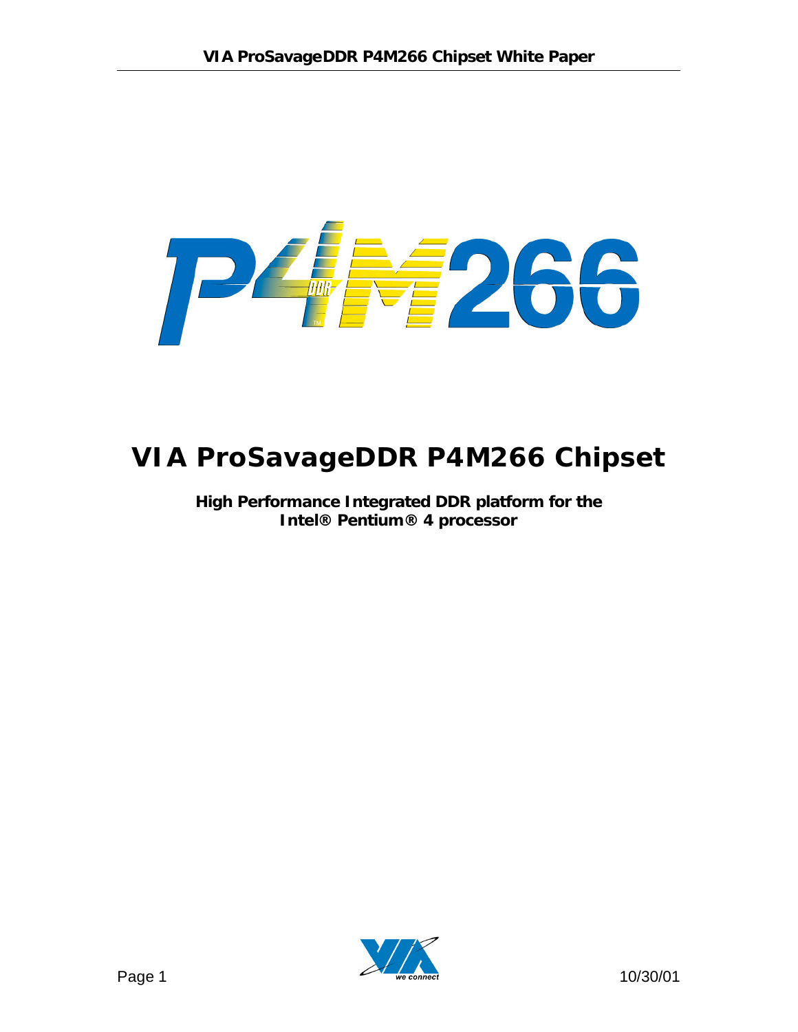# VIA ProSavageDDR P4M266 Chipset

**High Performance Integrated DDR platform for the Intel® Pentium® 4 processor**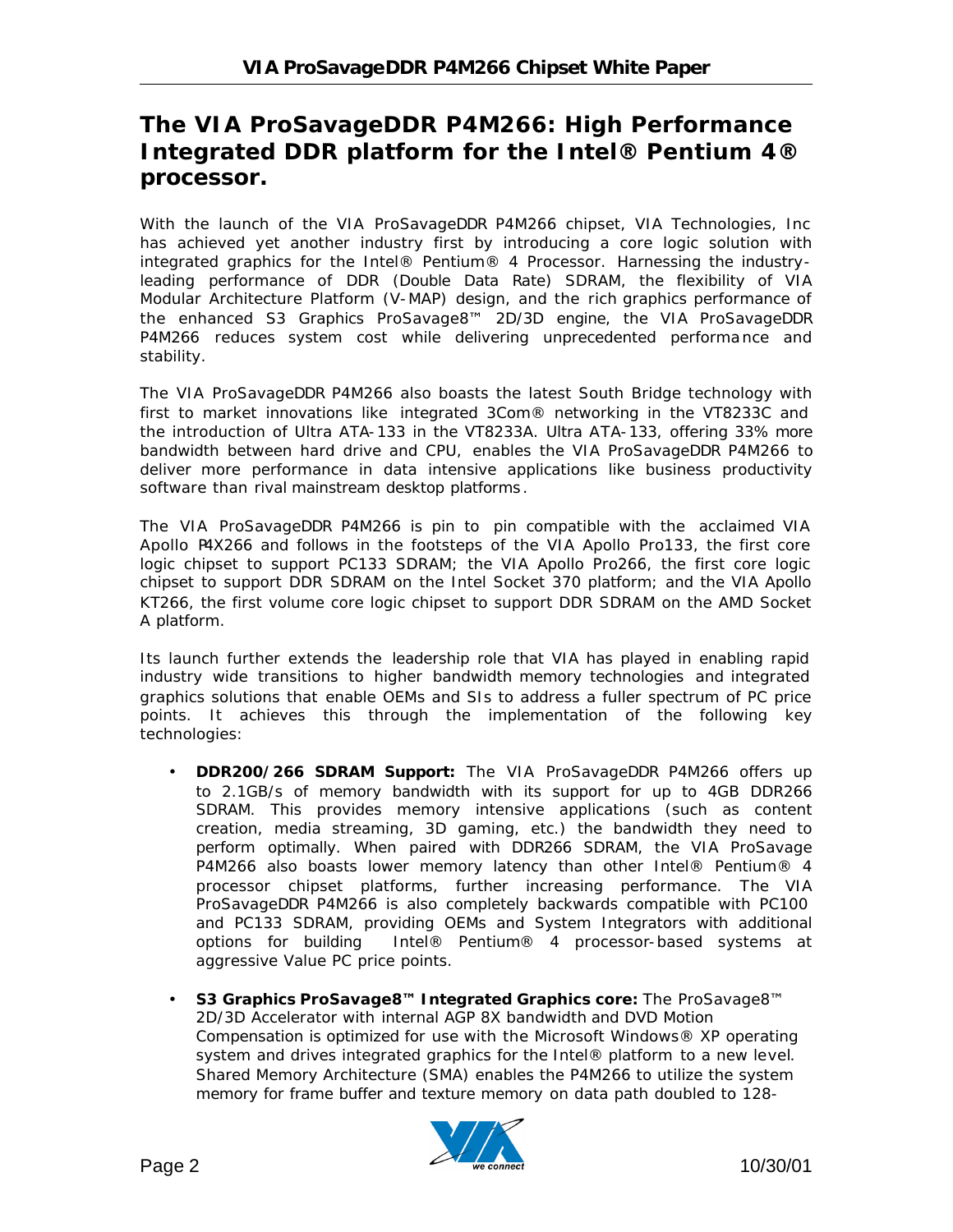# The VIA ProSavageDDR P4M266: High Performance Integrated DDR platform for the Intel® Pentium 4® processor.

With the launch of the VIA ProSavageDDR P4M266 chipset, VIA Technologies, Inc has achieved yet another industry first by introducing a core logic solution with integrated graphics for the Intel® Pentium® 4 Processor. Harnessing the industry-leading performance of DDR (Double Data Rate) SDRAM, the flexibility of VIA Modular Architecture Platform (V-MAP) design, and the rich graphics performance of the enhanced S3 Graphics ProSavage8™ 2D/3D engine, the VIA ProSavageDDR P4M266 reduces system cost while delivering unprecedented performance and stability.

The VIA ProSavageDDR P4M266 also boasts the latest South Bridge technology with first to market innovations like integrated 3Com® networking in the VT8233C and the introduction of Ultra ATA-133 in the VT8233A. Ultra ATA-133, offering 33% more bandwidth between hard drive and CPU, enables the VIA ProSavageDDR P4M266 to deliver more performance in data intensive applications like business productivity software than rival mainstream desktop platforms.

The VIA ProSavageDDR P4M266 is pin to pin compatible with the acclaimed VIA Apollo P4X266 and follows in the footsteps of the VIA Apollo Pro133, the first core logic chipset to support PC133 SDRAM; the VIA Apollo Pro266, the first core logic chipset to support DDR SDRAM on the Intel Socket 370 platform; and the VIA Apollo KT266, the first volume core logic chipset to support DDR SDRAM on the AMD Socket A platform.

Its launch further extends the leadership role that VIA has played in enabling rapid industry wide transitions to higher bandwidth memory technologies and integrated graphics solutions that enable OEMs and SIs to address a fuller spectrum of PC price points. It achieves this through the implementation of the following key technologies:

- **DDR200/266 SDRAM Support:** The VIA ProSavageDDR P4M266 offers up to 2.1GB/s of memory bandwidth with its support for up to 4GB DDR266 SDRAM. This provides memory intensive applications (such as content creation, media streaming, 3D gaming, etc.) the bandwidth they need to perform optimally. When paired with DDR266 SDRAM, the VIA ProSavage P4M266 also boasts lower memory latency than other Intel® Pentium® 4 processor chipset platforms, further increasing performance. The VIA ProSavageDDR P4M266 is also completely backwards compatible with PC100 and PC133 SDRAM, providing OEMs and System Integrators with additional options for building Intel® Pentium® 4 processor-based systems at aggressive Value PC price points.

- **S3 Graphics ProSavage8™ Integrated Graphics core:** The ProSavage8™ 2D/3D Accelerator with internal AGP 8X bandwidth and DVD Motion Compensation is optimized for use with the Microsoft Windows® XP operating system and drives integrated graphics for the Intel® platform to a new level. Shared Memory Architecture (SMA) enables the P4M266 to utilize the system memory for frame buffer and texture memory on data path doubled to 128-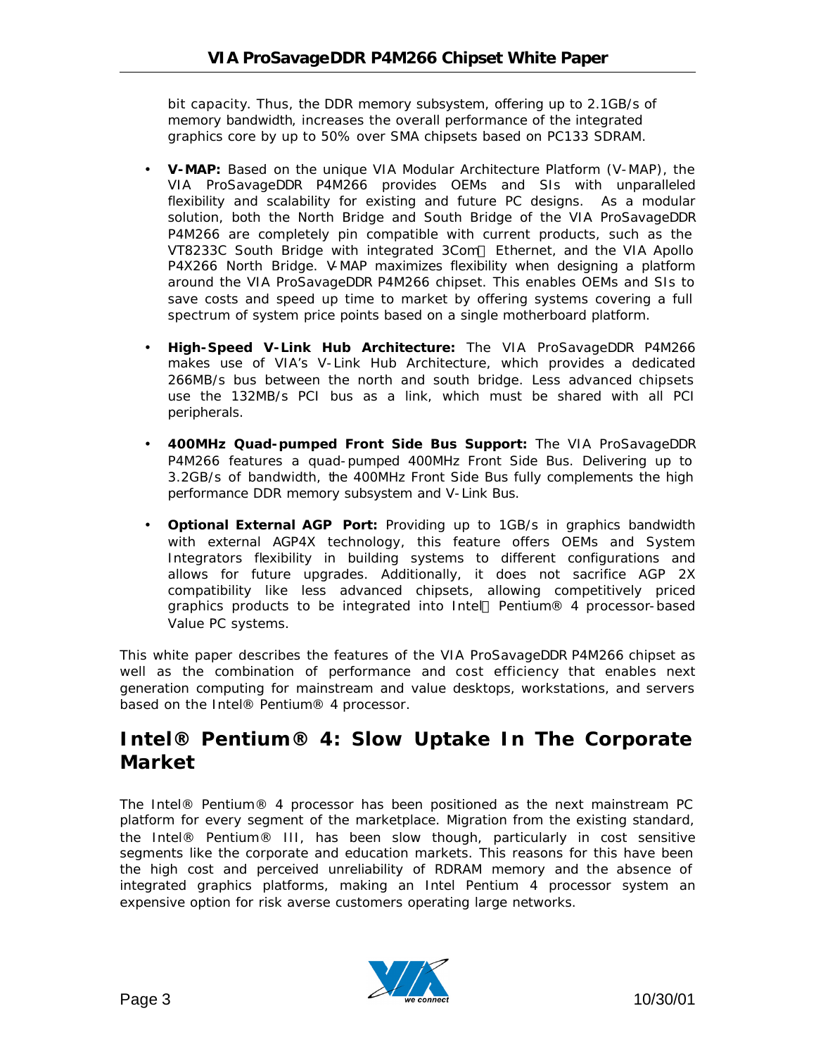bit capacity. Thus, the DDR memory subsystem, offering up to 2.1GB/s of memory bandwidth, increases the overall performance of the integrated graphics core by up to 50% over SMA chipsets based on PC133 SDRAM.

- **V-MAP:** Based on the unique VIA Modular Architecture Platform (V-MAP), the VIA ProSavageDDR P4M266 provides OEMs and SIs with unparalleled flexibility and scalability for existing and future PC designs. As a modular solution, both the North Bridge and South Bridge of the VIA ProSavageDDR P4M266 are completely pin compatible with current products, such as the VT8233C South Bridge with integrated 3Com Ethernet, and the VIA Apollo P4X266 North Bridge. V-MAP maximizes flexibility when designing a platform around the VIA ProSavageDDR P4M266 chipset. This enables OEMs and SIs to save costs and speed up time to market by offering systems covering a full spectrum of system price points based on a single motherboard platform.

- **High-Speed V-Link Hub Architecture:** The VIA ProSavageDDR P4M266 makes use of VIA's V-Link Hub Architecture, which provides a dedicated 266MB/s bus between the north and south bridge. Less advanced chipsets use the 132MB/s PCI bus as a link, which must be shared with all PCI peripherals.

- **400MHz Quad-pumped Front Side Bus Support:** The VIA ProSavageDDR P4M266 features a quad-pumped 400MHz Front Side Bus. Delivering up to 3.2GB/s of bandwidth, the 400MHz Front Side Bus fully complements the high performance DDR memory subsystem and V-Link Bus.

- **Optional External AGP Port:** Providing up to 1GB/s in graphics bandwidth with external AGP4X technology, this feature offers OEMs and System Integrators flexibility in building systems to different configurations and allows for future upgrades. Additionally, it does not sacrifice AGP 2X compatibility like less advanced chipsets, allowing competitively priced graphics products to be integrated into Intel Pentium® 4 processor-based Value PC systems.

This white paper describes the features of the VIA ProSavageDDR P4M266 chipset as well as the combination of performance and cost efficiency that enables next generation computing for mainstream and value desktops, workstations, and servers based on the Intel® Pentium® 4 processor.

## Intel® Pentium® 4: Slow Uptake In The Corporate Market

The Intel® Pentium® 4 processor has been positioned as the next mainstream PC platform for every segment of the marketplace. Migration from the existing standard, the Intel® Pentium® III, has been slow though, particularly in cost sensitive segments like the corporate and education markets. This reasons for this have been the high cost and perceived unreliability of RDRAM memory and the absence of integrated graphics platforms, making an Intel Pentium 4 processor system an expensive option for risk averse customers operating large networks.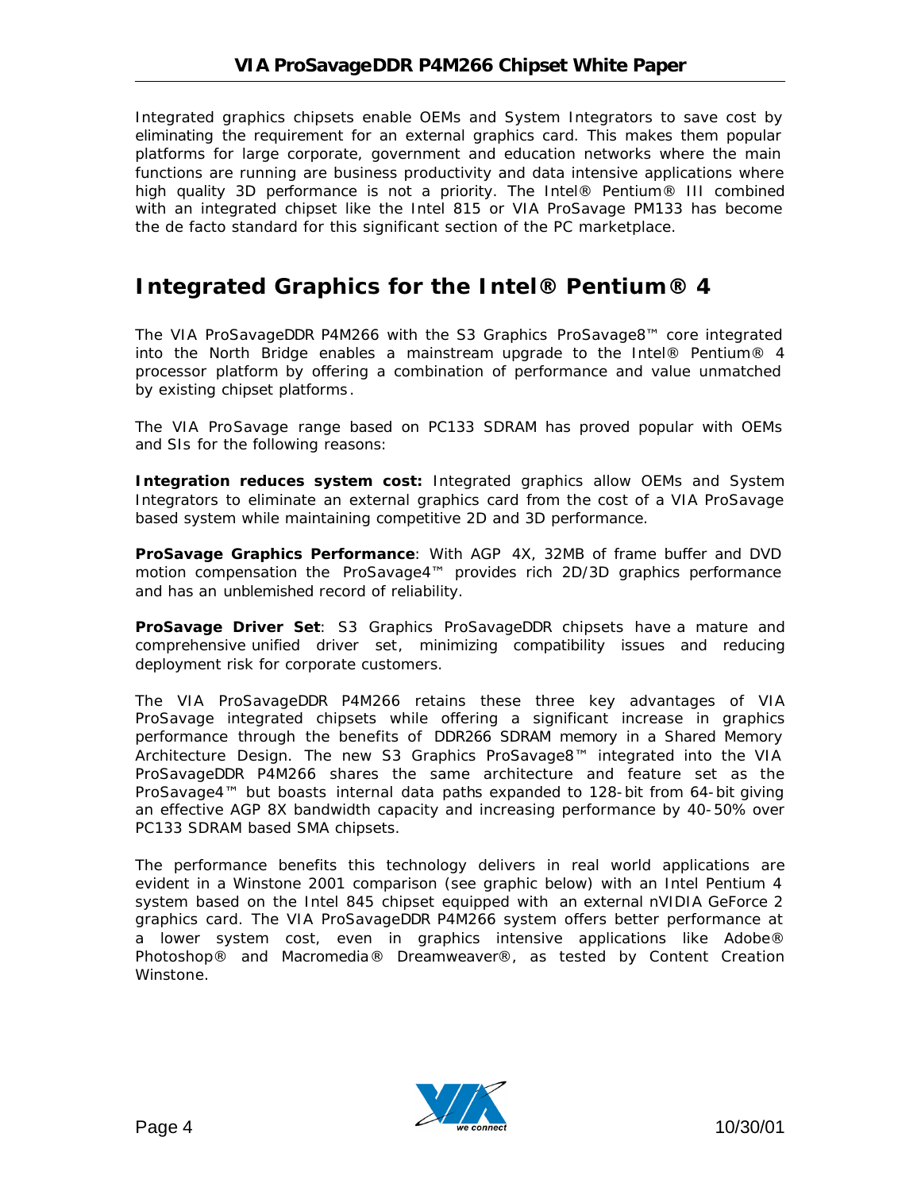Integrated graphics chipsets enable OEMs and System Integrators to save cost by eliminating the requirement for an external graphics card. This makes them popular platforms for large corporate, government and education networks where the main functions are running are business productivity and data intensive applications where high quality 3D performance is not a priority. The Intel® Pentium® III combined with an integrated chipset like the Intel 815 or VIA ProSavage PM133 has become the de facto standard for this significant section of the PC marketplace.

## Integrated Graphics for the Intel® Pentium® 4

The VIA ProSavageDDR P4M266 with the S3 Graphics ProSavage8™ core integrated into the North Bridge enables a mainstream upgrade to the Intel® Pentium® 4 processor platform by offering a combination of performance and value unmatched by existing chipset platforms.

The VIA ProSavage range based on PC133 SDRAM has proved popular with OEMs and SIs for the following reasons:

**Integration reduces system cost:** Integrated graphics allow OEMs and System Integrators to eliminate an external graphics card from the cost of a VIA ProSavage based system while maintaining competitive 2D and 3D performance.

**ProSavage Graphics Performance**: With AGP 4X, 32MB of frame buffer and DVD motion compensation the ProSavage4™ provides rich 2D/3D graphics performance and has an unblemished record of reliability.

**ProSavage Driver Set**: S3 Graphics ProSavageDDR chipsets have a mature and comprehensive unified driver set, minimizing compatibility issues and reducing deployment risk for corporate customers.

The VIA ProSavageDDR P4M266 retains these three key advantages of VIA ProSavage integrated chipsets while offering a significant increase in graphics performance through the benefits of DDR266 SDRAM memory in a Shared Memory Architecture Design. The new S3 Graphics ProSavage8™ integrated into the VIA ProSavageDDR P4M266 shares the same architecture and feature set as the ProSavage4™ but boasts internal data paths expanded to 128-bit from 64-bit giving an effective AGP 8X bandwidth capacity and increasing performance by 40-50% over PC133 SDRAM based SMA chipsets.

The performance benefits this technology delivers in real world applications are evident in a Winstone 2001 comparison (see graphic below) with an Intel Pentium 4 system based on the Intel 845 chipset equipped with an external nVIDIA GeForce 2 graphics card. The VIA ProSavageDDR P4M266 system offers better performance at a lower system cost, even in graphics intensive applications like Adobe® Photoshop® and Macromedia® Dreamweaver®, as tested by Content Creation Winstone.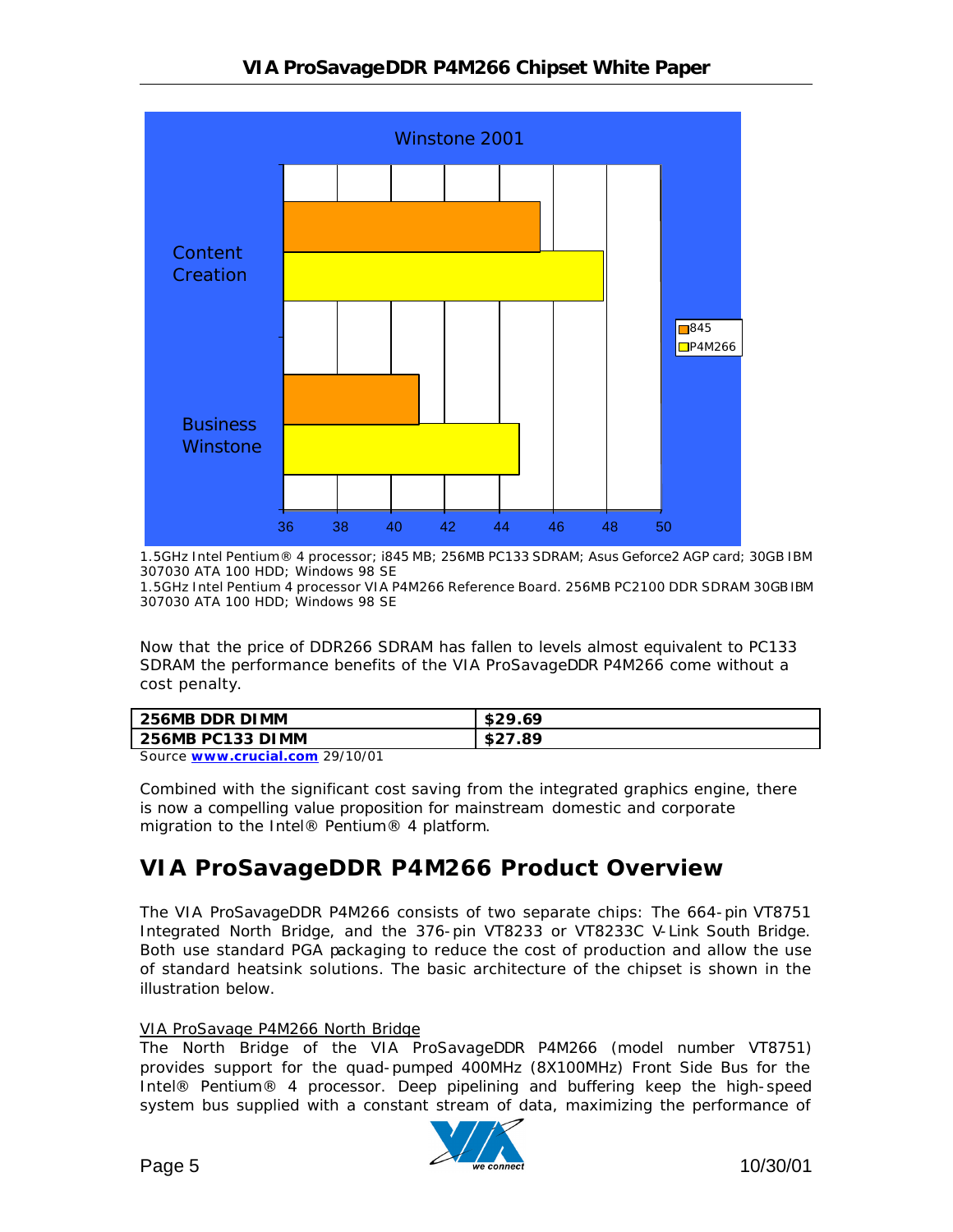Winstone 2001

| | 845 | P4M266 |
|---|---|---|
| Content Creation | | |
| Business Winstone | | |

1.5GHz Intel Pentium® 4 processor; i845 MB; 256MB PC133 SDRAM; Asus Geforce2 AGP card; 30GB IBM 307030 ATA 100 HDD; Windows 98 SE
1.5GHz Intel Pentium 4 processor VIA P4M266 Reference Board. 256MB PC2100 DDR SDRAM 30GB IBM 307030 ATA 100 HDD; Windows 98 SE

Now that the price of DDR266 SDRAM has fallen to levels almost equivalent to PC133 SDRAM the performance benefits of the VIA ProSavageDDR P4M266 come without a cost penalty.

| **256MB DDR DIMM** | **$29.69** |
|---|---|
| **256MB PC133 DIMM** | **$27.89** |

Source **www.crucial.com** 29/10/01

Combined with the significant cost saving from the integrated graphics engine, there is now a compelling value proposition for mainstream domestic and corporate migration to the Intel® Pentium® 4 platform.

## VIA ProSavageDDR P4M266 Product Overview

The VIA ProSavageDDR P4M266 consists of two separate chips: The 664-pin VT8751 Integrated North Bridge, and the 376-pin VT8233 or VT8233C V-Link South Bridge. Both use standard PGA packaging to reduce the cost of production and allow the use of standard heatsink solutions. The basic architecture of the chipset is shown in the illustration below.

VIA ProSavage P4M266 North Bridge

The North Bridge of the VIA ProSavageDDR P4M266 (model number VT8751) provides support for the quad-pumped 400MHz (8X100MHz) Front Side Bus for the Intel® Pentium® 4 processor. Deep pipelining and buffering keep the high-speed system bus supplied with a constant stream of data, maximizing the performance of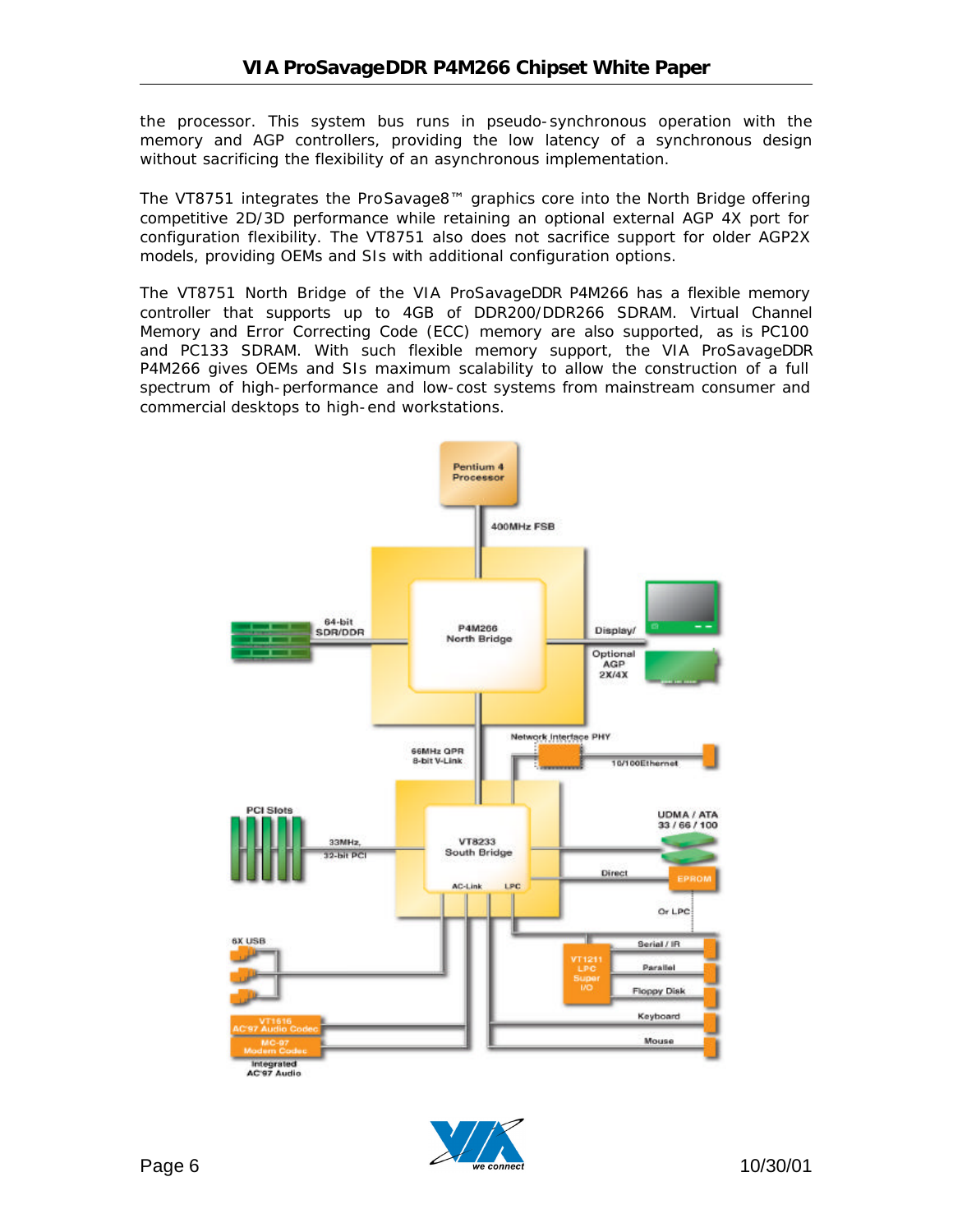the processor. This system bus runs in pseudo-synchronous operation with the memory and AGP controllers, providing the low latency of a synchronous design without sacrificing the flexibility of an asynchronous implementation.

The VT8751 integrates the ProSavage8™ graphics core into the North Bridge offering competitive 2D/3D performance while retaining an optional external AGP 4X port for configuration flexibility. The VT8751 also does not sacrifice support for older AGP2X models, providing OEMs and SIs with additional configuration options.

The VT8751 North Bridge of the VIA ProSavageDDR P4M266 has a flexible memory controller that supports up to 4GB of DDR200/DDR266 SDRAM. Virtual Channel Memory and Error Correcting Code (ECC) memory are also supported, as is PC100 and PC133 SDRAM. With such flexible memory support, the VIA ProSavageDDR P4M266 gives OEMs and SIs maximum scalability to allow the construction of a full spectrum of high-performance and low-cost systems from mainstream consumer and commercial desktops to high-end workstations.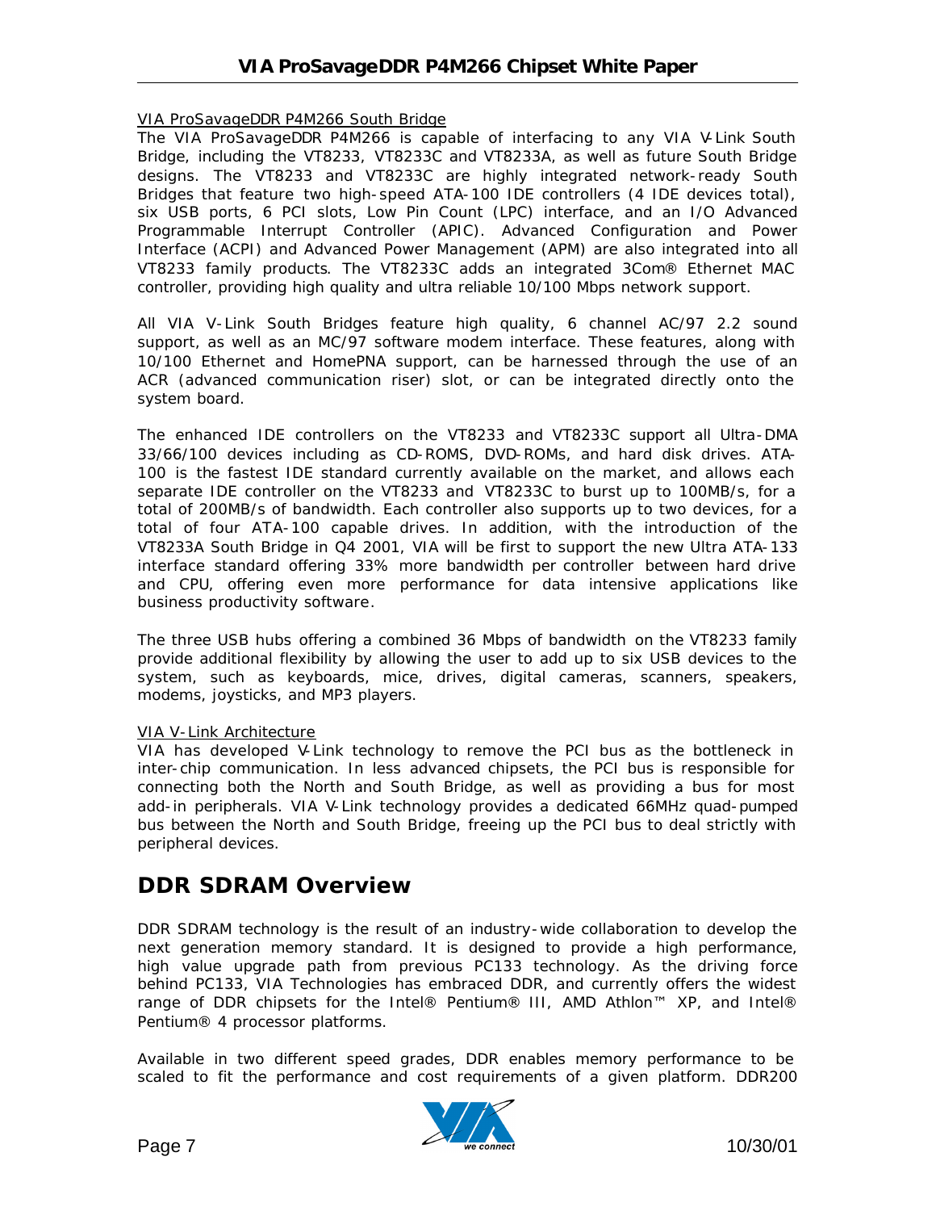VIA ProSavageDDR P4M266 South Bridge

The VIA ProSavageDDR P4M266 is capable of interfacing to any VIA V-Link South Bridge, including the VT8233, VT8233C and VT8233A, as well as future South Bridge designs. The VT8233 and VT8233C are highly integrated network-ready South Bridges that feature two high-speed ATA-100 IDE controllers (4 IDE devices total), six USB ports, 6 PCI slots, Low Pin Count (LPC) interface, and an I/O Advanced Programmable Interrupt Controller (APIC). Advanced Configuration and Power Interface (ACPI) and Advanced Power Management (APM) are also integrated into all VT8233 family products. The VT8233C adds an integrated 3Com® Ethernet MAC controller, providing high quality and ultra reliable 10/100 Mbps network support.

All VIA V-Link South Bridges feature high quality, 6 channel AC/97 2.2 sound support, as well as an MC/97 software modem interface. These features, along with 10/100 Ethernet and HomePNA support, can be harnessed through the use of an ACR (advanced communication riser) slot, or can be integrated directly onto the system board.

The enhanced IDE controllers on the VT8233 and VT8233C support all Ultra-DMA 33/66/100 devices including as CD-ROMS, DVD-ROMs, and hard disk drives. ATA-100 is the fastest IDE standard currently available on the market, and allows each separate IDE controller on the VT8233 and VT8233C to burst up to 100MB/s, for a total of 200MB/s of bandwidth. Each controller also supports up to two devices, for a total of four ATA-100 capable drives. In addition, with the introduction of the VT8233A South Bridge in Q4 2001, VIA will be first to support the new Ultra ATA-133 interface standard offering 33% more bandwidth per controller between hard drive and CPU, offering even more performance for data intensive applications like business productivity software.

The three USB hubs offering a combined 36 Mbps of bandwidth on the VT8233 family provide additional flexibility by allowing the user to add up to six USB devices to the system, such as keyboards, mice, drives, digital cameras, scanners, speakers, modems, joysticks, and MP3 players.

VIA V-Link Architecture

VIA has developed V-Link technology to remove the PCI bus as the bottleneck in inter-chip communication. In less advanced chipsets, the PCI bus is responsible for connecting both the North and South Bridge, as well as providing a bus for most add-in peripherals. VIA V-Link technology provides a dedicated 66MHz quad-pumped bus between the North and South Bridge, freeing up the PCI bus to deal strictly with peripheral devices.

## DDR SDRAM Overview

DDR SDRAM technology is the result of an industry-wide collaboration to develop the next generation memory standard. It is designed to provide a high performance, high value upgrade path from previous PC133 technology. As the driving force behind PC133, VIA Technologies has embraced DDR, and currently offers the widest range of DDR chipsets for the Intel® Pentium® III, AMD Athlon™ XP, and Intel® Pentium® 4 processor platforms.

Available in two different speed grades, DDR enables memory performance to be scaled to fit the performance and cost requirements of a given platform. DDR200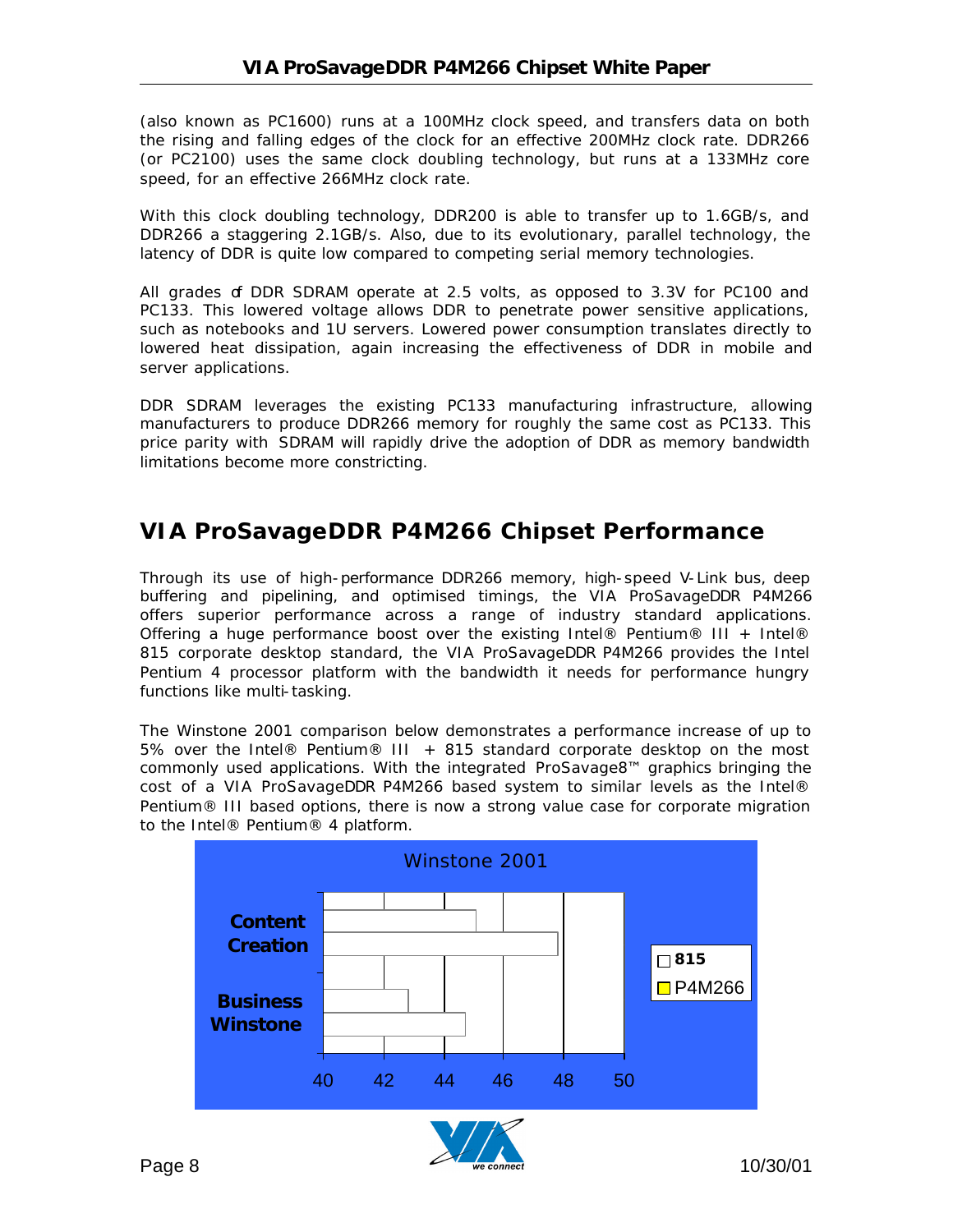(also known as PC1600) runs at a 100MHz clock speed, and transfers data on both the rising and falling edges of the clock for an effective 200MHz clock rate. DDR266 (or PC2100) uses the same clock doubling technology, but runs at a 133MHz core speed, for an effective 266MHz clock rate.

With this clock doubling technology, DDR200 is able to transfer up to 1.6GB/s, and DDR266 a staggering 2.1GB/s. Also, due to its evolutionary, parallel technology, the latency of DDR is quite low compared to competing serial memory technologies.

All grades of DDR SDRAM operate at 2.5 volts, as opposed to 3.3V for PC100 and PC133. This lowered voltage allows DDR to penetrate power sensitive applications, such as notebooks and 1U servers. Lowered power consumption translates directly to lowered heat dissipation, again increasing the effectiveness of DDR in mobile and server applications.

DDR SDRAM leverages the existing PC133 manufacturing infrastructure, allowing manufacturers to produce DDR266 memory for roughly the same cost as PC133. This price parity with SDRAM will rapidly drive the adoption of DDR as memory bandwidth limitations become more constricting.

## VIA ProSavageDDR P4M266 Chipset Performance

Through its use of high-performance DDR266 memory, high-speed V-Link bus, deep buffering and pipelining, and optimised timings, the VIA ProSavageDDR P4M266 offers superior performance across a range of industry standard applications. Offering a huge performance boost over the existing Intel® Pentium® III + Intel® 815 corporate desktop standard, the VIA ProSavageDDR P4M266 provides the Intel Pentium 4 processor platform with the bandwidth it needs for performance hungry functions like multi-tasking.

The Winstone 2001 comparison below demonstrates a performance increase of up to 5% over the Intel® Pentium® III + 815 standard corporate desktop on the most commonly used applications. With the integrated ProSavage8™ graphics bringing the cost of a VIA ProSavageDDR P4M266 based system to similar levels as the Intel® Pentium® III based options, there is now a strong value case for corporate migration to the Intel® Pentium® 4 platform.

**Winstone 2001**

| | 815 | P4M266 |
|---|---|---|
| Content Creation | ~45.1 | ~47.8 |
| Business Winstone | ~42.8 | ~44.7 |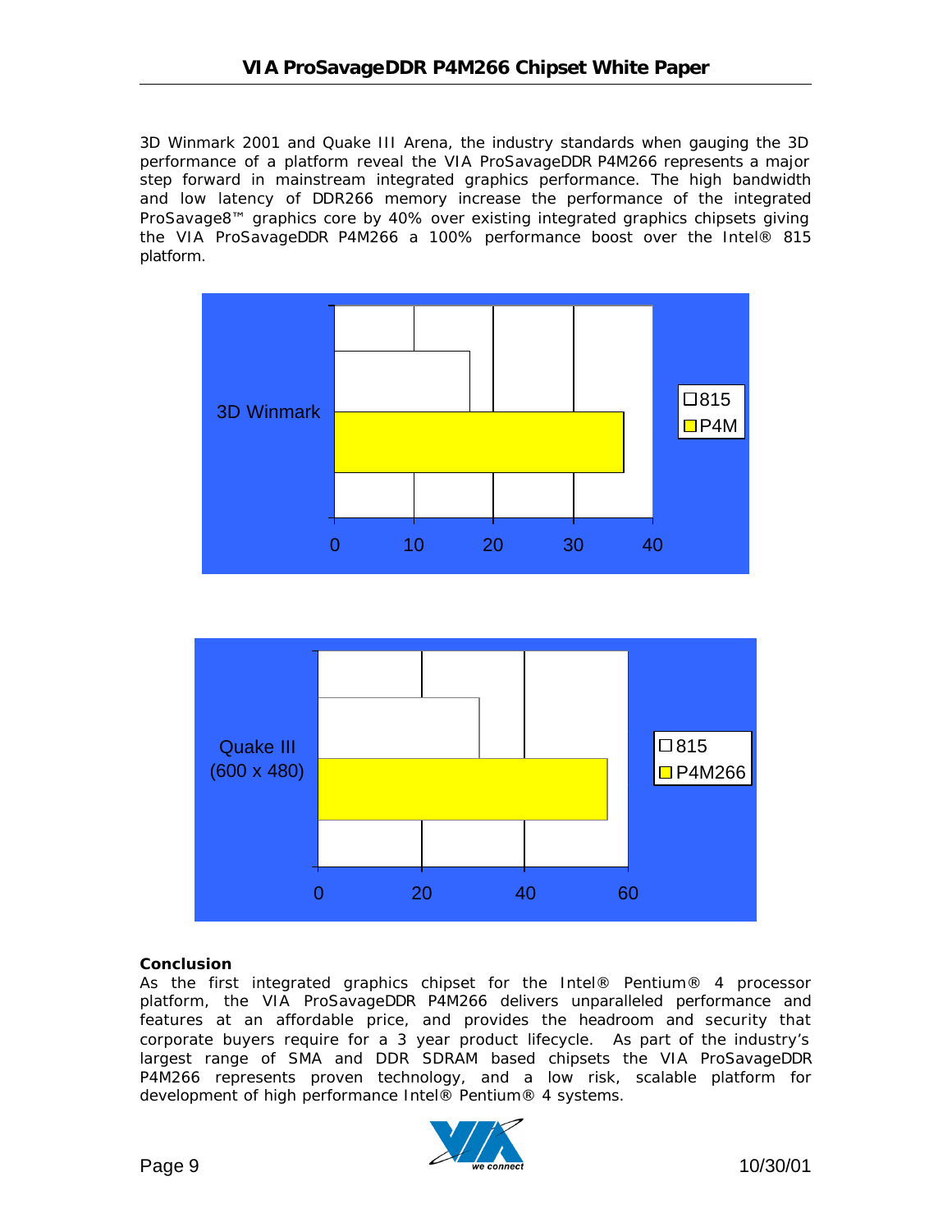3D Winmark 2001 and Quake III Arena, the industry standards when gauging the 3D performance of a platform reveal the VIA ProSavageDDR P4M266 represents a major step forward in mainstream integrated graphics performance. The high bandwidth and low latency of DDR266 memory increase the performance of the integrated ProSavage8™ graphics core by 40% over existing integrated graphics chipsets giving the VIA ProSavageDDR P4M266 a 100% performance boost over the Intel® 815 platform.

3D Winmark

0 10 20 30 40

□815
■P4M

Quake III (600 x 480)

0 20 40 60

□815
■P4M266

**Conclusion**

As the first integrated graphics chipset for the Intel® Pentium® 4 processor platform, the VIA ProSavageDDR P4M266 delivers unparalleled performance and features at an affordable price, and provides the headroom and security that corporate buyers require for a 3 year product lifecycle. As part of the industry's largest range of SMA and DDR SDRAM based chipsets the VIA ProSavageDDR P4M266 represents proven technology, and a low risk, scalable platform for development of high performance Intel® Pentium® 4 systems.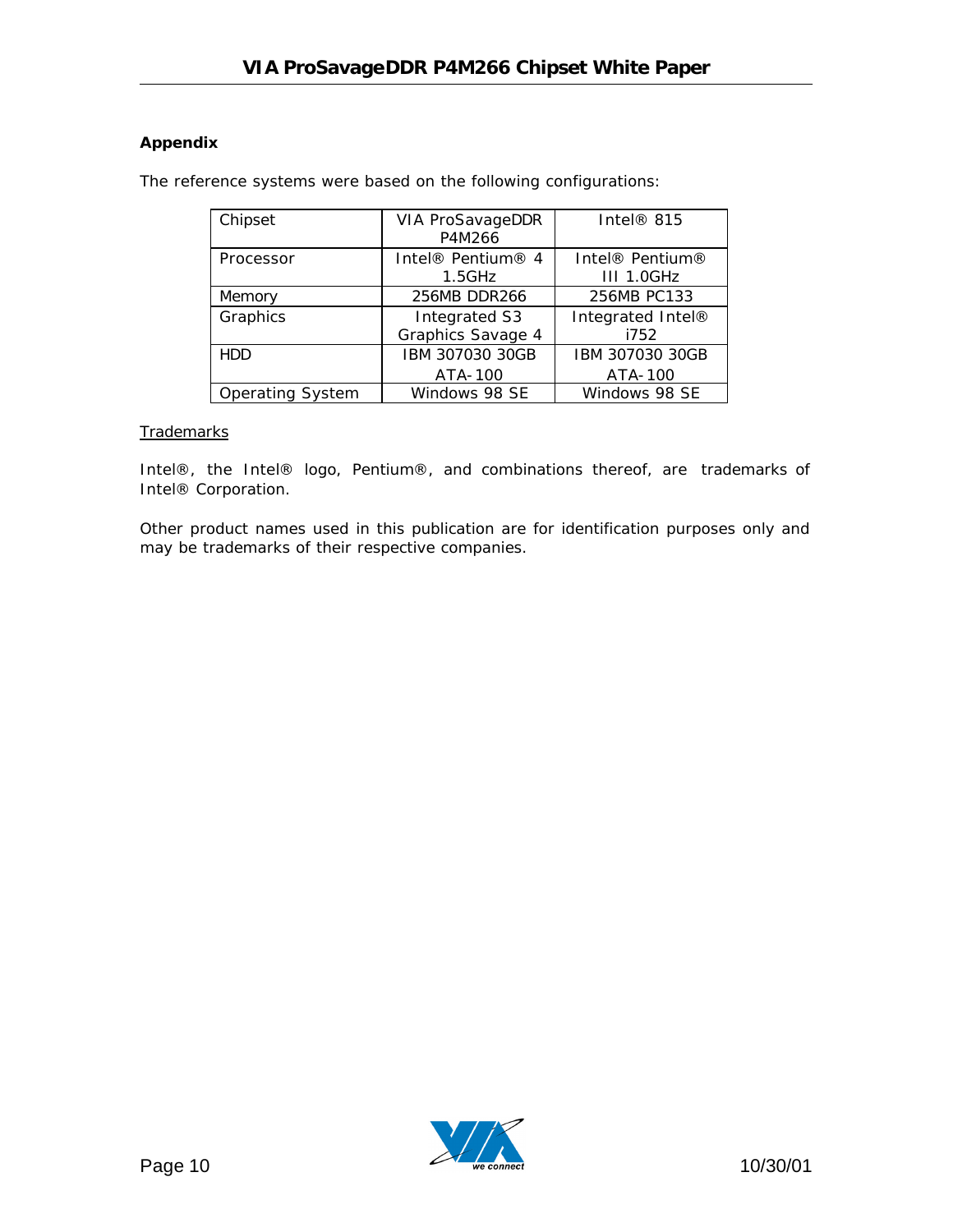**Appendix**

The reference systems were based on the following configurations:

| | | |
|---|---|---|
| Chipset | VIA ProSavageDDR P4M266 | Intel® 815 |
| Processor | Intel® Pentium® 4 1.5GHz | Intel® Pentium® III 1.0GHz |
| Memory | 256MB DDR266 | 256MB PC133 |
| Graphics | Integrated S3 Graphics Savage 4 | Integrated Intel® i752 |
| HDD | IBM 307030 30GB ATA-100 | IBM 307030 30GB ATA-100 |
| Operating System | Windows 98 SE | Windows 98 SE |

Trademarks

Intel®, the Intel® logo, Pentium®, and combinations thereof, are trademarks of Intel® Corporation.

Other product names used in this publication are for identification purposes only and may be trademarks of their respective companies.